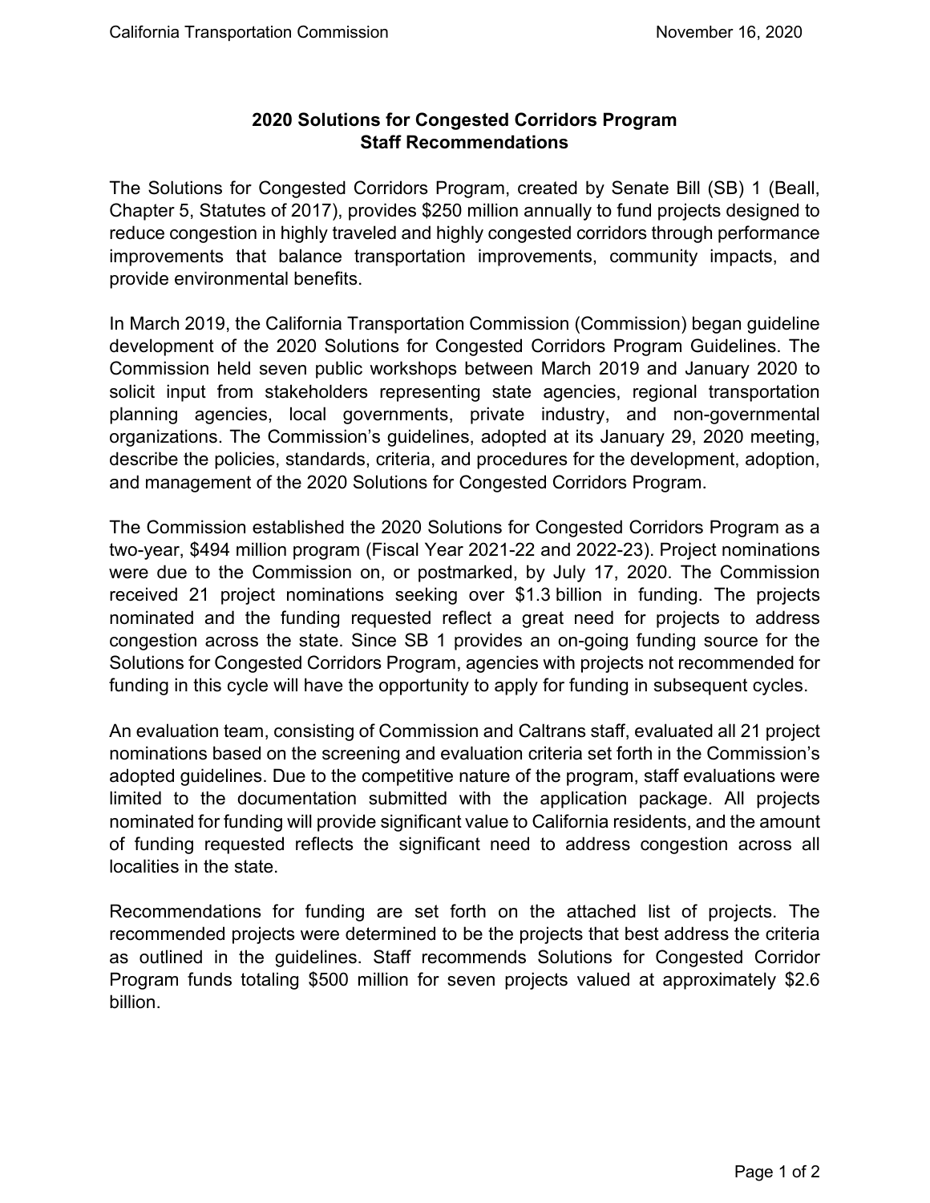## 2020 Solutions for Congested Corridors Program
## Staff Recommendations

The Solutions for Congested Corridors Program, created by Senate Bill (SB) 1 (Beall, Chapter 5, Statutes of 2017), provides $250 million annually to fund projects designed to reduce congestion in highly traveled and highly congested corridors through performance improvements that balance transportation improvements, community impacts, and provide environmental benefits.

In March 2019, the California Transportation Commission (Commission) began guideline development of the 2020 Solutions for Congested Corridors Program Guidelines. The Commission held seven public workshops between March 2019 and January 2020 to solicit input from stakeholders representing state agencies, regional transportation planning agencies, local governments, private industry, and non-governmental organizations. The Commission's guidelines, adopted at its January 29, 2020 meeting, describe the policies, standards, criteria, and procedures for the development, adoption, and management of the 2020 Solutions for Congested Corridors Program.

The Commission established the 2020 Solutions for Congested Corridors Program as a two-year, $494 million program (Fiscal Year 2021-22 and 2022-23). Project nominations were due to the Commission on, or postmarked, by July 17, 2020. The Commission received 21 project nominations seeking over $1.3 billion in funding. The projects nominated and the funding requested reflect a great need for projects to address congestion across the state. Since SB 1 provides an on-going funding source for the Solutions for Congested Corridors Program, agencies with projects not recommended for funding in this cycle will have the opportunity to apply for funding in subsequent cycles.

An evaluation team, consisting of Commission and Caltrans staff, evaluated all 21 project nominations based on the screening and evaluation criteria set forth in the Commission's adopted guidelines. Due to the competitive nature of the program, staff evaluations were limited to the documentation submitted with the application package. All projects nominated for funding will provide significant value to California residents, and the amount of funding requested reflects the significant need to address congestion across all localities in the state.

Recommendations for funding are set forth on the attached list of projects. The recommended projects were determined to be the projects that best address the criteria as outlined in the guidelines. Staff recommends Solutions for Congested Corridor Program funds totaling $500 million for seven projects valued at approximately $2.6 billion.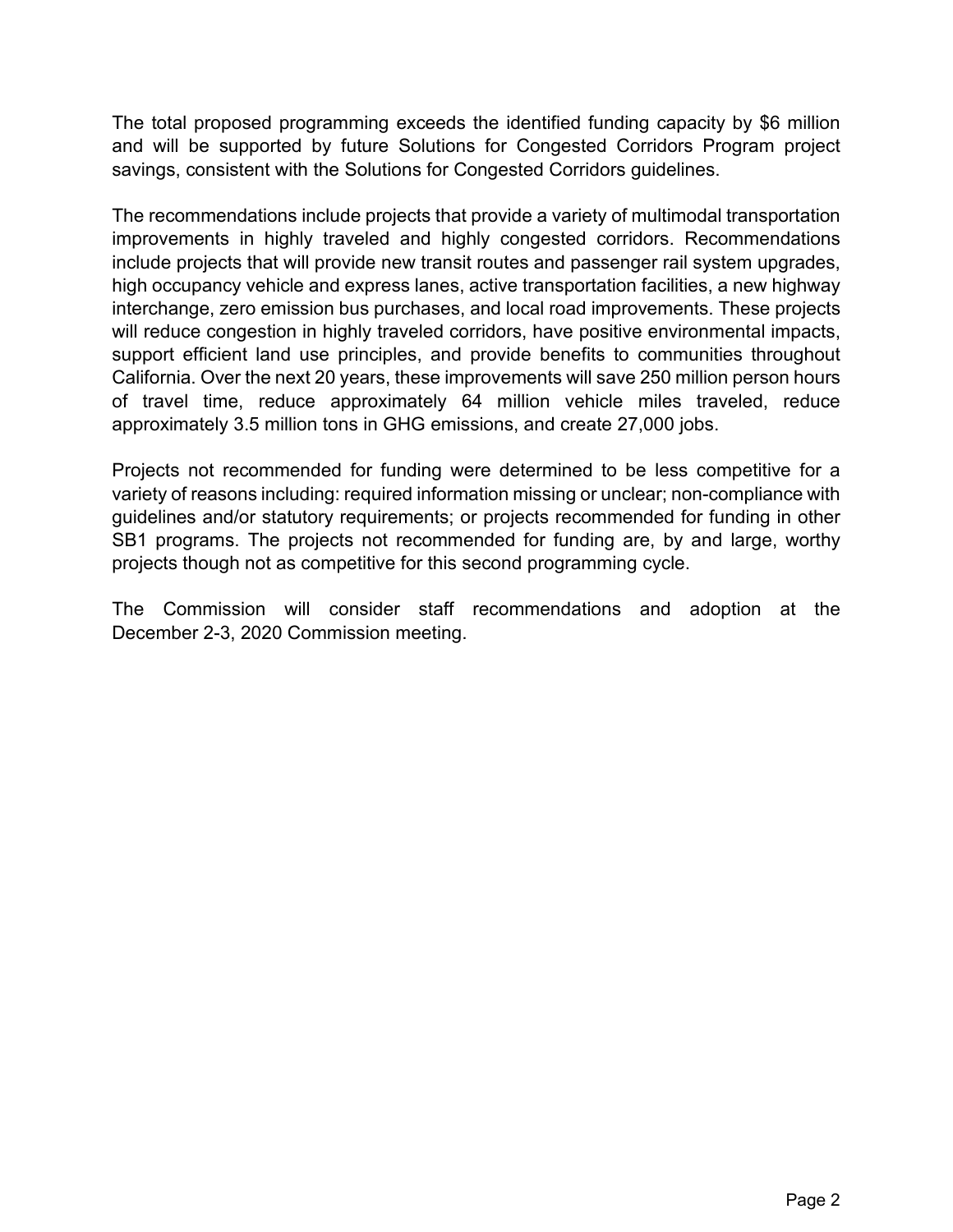The total proposed programming exceeds the identified funding capacity by $6 million and will be supported by future Solutions for Congested Corridors Program project savings, consistent with the Solutions for Congested Corridors guidelines.

The recommendations include projects that provide a variety of multimodal transportation improvements in highly traveled and highly congested corridors. Recommendations include projects that will provide new transit routes and passenger rail system upgrades, high occupancy vehicle and express lanes, active transportation facilities, a new highway interchange, zero emission bus purchases, and local road improvements. These projects will reduce congestion in highly traveled corridors, have positive environmental impacts, support efficient land use principles, and provide benefits to communities throughout California. Over the next 20 years, these improvements will save 250 million person hours of travel time, reduce approximately 64 million vehicle miles traveled, reduce approximately 3.5 million tons in GHG emissions, and create 27,000 jobs.

Projects not recommended for funding were determined to be less competitive for a variety of reasons including: required information missing or unclear; non-compliance with guidelines and/or statutory requirements; or projects recommended for funding in other SB1 programs. The projects not recommended for funding are, by and large, worthy projects though not as competitive for this second programming cycle.

The Commission will consider staff recommendations and adoption at the December 2-3, 2020 Commission meeting.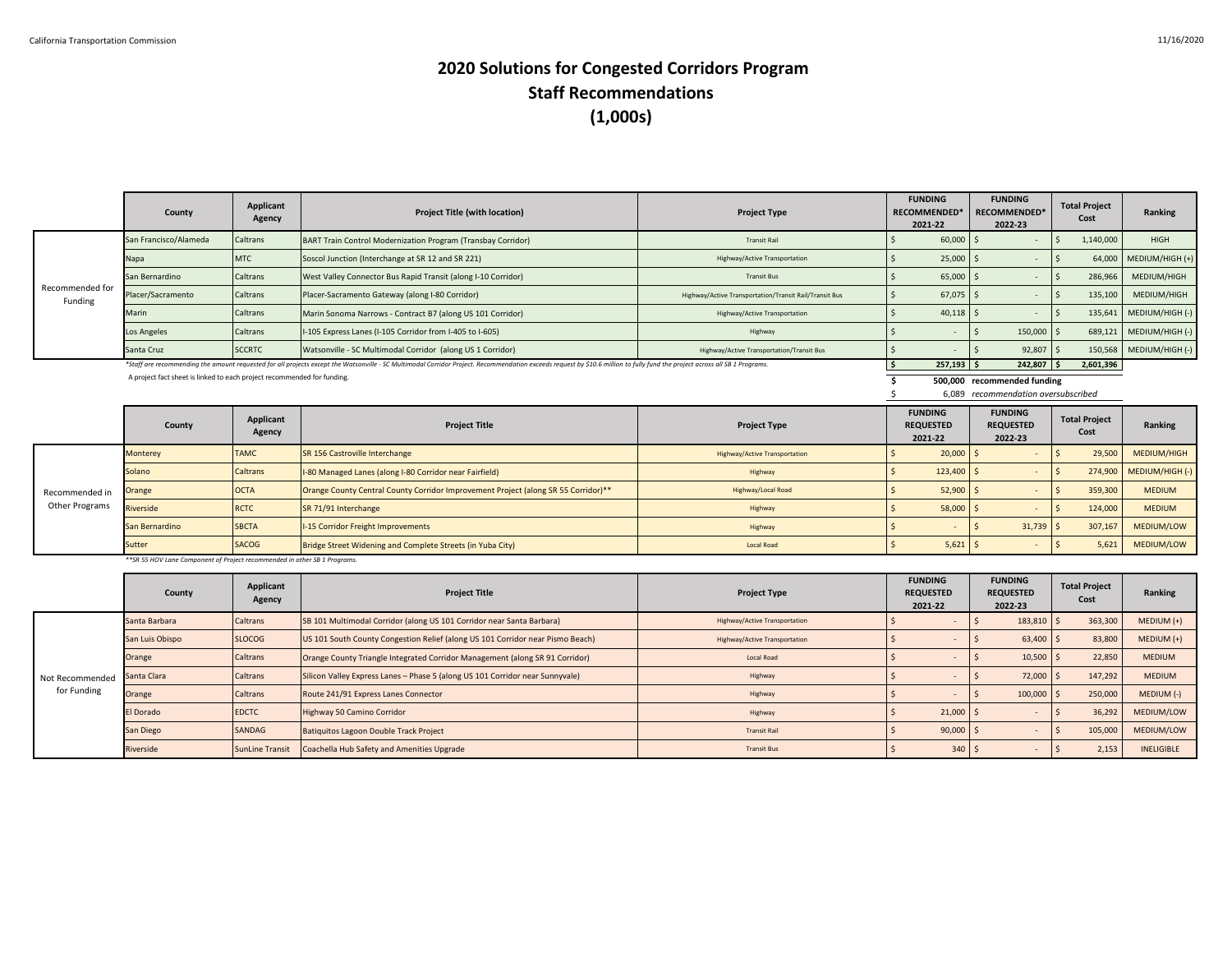# 2020 Solutions for Congested Corridors Program
## Staff Recommendations
## (1,000s)

| | County | Applicant Agency | Project Title (with location) | Project Type | FUNDING RECOMMENDED* 2021-22 | FUNDING RECOMMENDED* 2022-23 | Total Project Cost | Ranking |
|---|---|---|---|---|---|---|---|---|
| Recommended for Funding | San Francisco/Alameda | Caltrans | BART Train Control Modernization Program (Transbay Corridor) | Transit Rail | $ 60,000 | $ - | $ 1,140,000 | HIGH |
| | Napa | MTC | Soscol Junction (Interchange at SR 12 and SR 221) | Highway/Active Transportation | $ 25,000 | $ - | $ 64,000 | MEDIUM/HIGH (+) |
| | San Bernardino | Caltrans | West Valley Connector Bus Rapid Transit (along I-10 Corridor) | Transit Bus | $ 65,000 | $ - | $ 286,966 | MEDIUM/HIGH |
| | Placer/Sacramento | Caltrans | Placer-Sacramento Gateway (along I-80 Corridor) | Highway/Active Transportation/Transit Rail/Transit Bus | $ 67,075 | $ - | $ 135,100 | MEDIUM/HIGH |
| | Marin | Caltrans | Marin Sonoma Narrows - Contract B7 (along US 101 Corridor) | Highway/Active Transportation | $ 40,118 | $ - | $ 135,641 | MEDIUM/HIGH (-) |
| | Los Angeles | Caltrans | I-105 Express Lanes (I-105 Corridor from I-405 to I-605) | Highway | $ - | $ 150,000 | $ 689,121 | MEDIUM/HIGH (-) |
| | Santa Cruz | SCCRTC | Watsonville - SC Multimodal Corridor (along US 1 Corridor) | Highway/Active Transportation/Transit Bus | $ - | $ 92,807 | $ 150,568 | MEDIUM/HIGH (-) |
| | | | | | $ 257,193 | $ 242,807 | $ 2,601,396 | |

*Staff are recommending the amount requested for all projects except the Watsonville - SC Multimodal Corridor Project. Recommendation exceeds request by $10.6 million to fully fund the project across all SB 1 Programs.

A project fact sheet is linked to each project recommended for funding.

$ 500,000 recommended funding
$ 6,089 *recommendation oversubscribed*

| | County | Applicant Agency | Project Title | Project Type | FUNDING REQUESTED 2021-22 | FUNDING REQUESTED 2022-23 | Total Project Cost | Ranking |
|---|---|---|---|---|---|---|---|---|
| Recommended in Other Programs | Monterey | TAMC | SR 156 Castroville Interchange | Highway/Active Transportation | $ 20,000 | $ - | $ 29,500 | MEDIUM/HIGH |
| | Solano | Caltrans | I-80 Managed Lanes (along I-80 Corridor near Fairfield) | Highway | $ 123,400 | $ - | $ 274,900 | MEDIUM/HIGH (-) |
| | Orange | OCTA | Orange County Central County Corridor Improvement Project (along SR 55 Corridor)** | Highway/Local Road | $ 52,900 | $ - | $ 359,300 | MEDIUM |
| | Riverside | RCTC | SR 71/91 Interchange | Highway | $ 58,000 | $ - | $ 124,000 | MEDIUM |
| | San Bernardino | SBCTA | I-15 Corridor Freight Improvements | Highway | $ - | $ 31,739 | $ 307,167 | MEDIUM/LOW |
| | Sutter | SACOG | Bridge Street Widening and Complete Streets (in Yuba City) | Local Road | $ 5,621 | $ - | $ 5,621 | MEDIUM/LOW |

**SR 55 HOV Lane Component of Project recommended in other SB 1 Programs.

| | County | Applicant Agency | Project Title | Project Type | FUNDING REQUESTED 2021-22 | FUNDING REQUESTED 2022-23 | Total Project Cost | Ranking |
|---|---|---|---|---|---|---|---|---|
| Not Recommended for Funding | Santa Barbara | Caltrans | SB 101 Multimodal Corridor (along US 101 Corridor near Santa Barbara) | Highway/Active Transportation | $ - | $ 183,810 | $ 363,300 | MEDIUM (+) |
| | San Luis Obispo | SLOCOG | US 101 South County Congestion Relief (along US 101 Corridor near Pismo Beach) | Highway/Active Transportation | $ - | $ 63,400 | $ 83,800 | MEDIUM (+) |
| | Orange | Caltrans | Orange County Triangle Integrated Corridor Management (along SR 91 Corridor) | Local Road | $ - | $ 10,500 | $ 22,850 | MEDIUM |
| | Santa Clara | Caltrans | Silicon Valley Express Lanes – Phase 5 (along US 101 Corridor near Sunnyvale) | Highway | $ - | $ 72,000 | $ 147,292 | MEDIUM |
| | Orange | Caltrans | Route 241/91 Express Lanes Connector | Highway | $ - | $ 100,000 | $ 250,000 | MEDIUM (-) |
| | El Dorado | EDCTC | Highway 50 Camino Corridor | Highway | $ 21,000 | $ - | $ 36,292 | MEDIUM/LOW |
| | San Diego | SANDAG | Batiquitos Lagoon Double Track Project | Transit Rail | $ 90,000 | $ - | $ 105,000 | MEDIUM/LOW |
| | Riverside | SunLine Transit | Coachella Hub Safety and Amenities Upgrade | Transit Bus | $ 340 | $ - | $ 2,153 | INELIGIBLE |